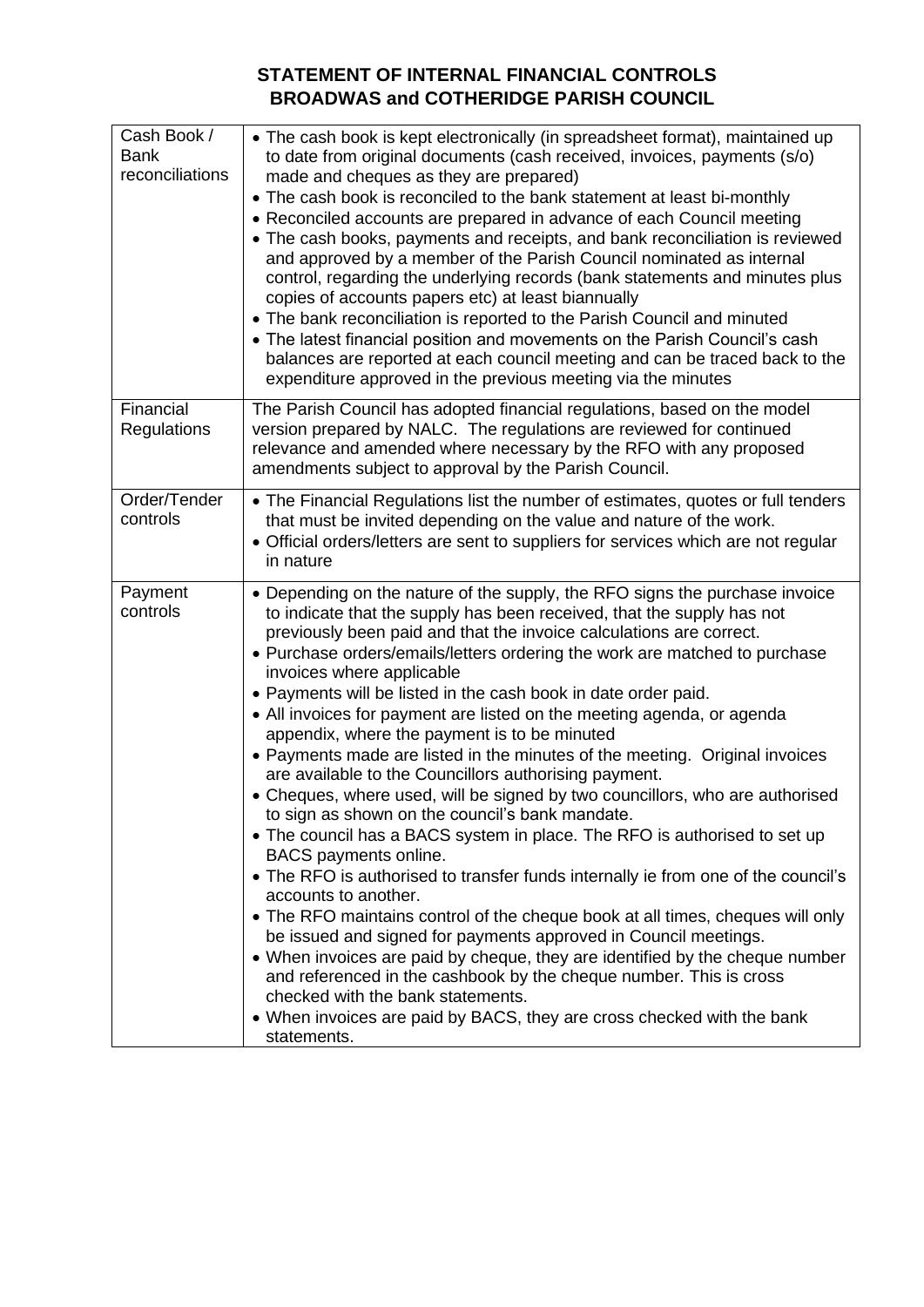# STATEMENT OF INTERNAL FINANCIAL CONTROLS
# BROADWAS and COTHERIDGE PARISH COUNCIL

| | |
|---|---|
| Cash Book / Bank reconciliations | • The cash book is kept electronically (in spreadsheet format), maintained up to date from original documents (cash received, invoices, payments (s/o) made and cheques as they are prepared)<br>• The cash book is reconciled to the bank statement at least bi-monthly<br>• Reconciled accounts are prepared in advance of each Council meeting<br>• The cash books, payments and receipts, and bank reconciliation is reviewed and approved by a member of the Parish Council nominated as internal control, regarding the underlying records (bank statements and minutes plus copies of accounts papers etc) at least biannually<br>• The bank reconciliation is reported to the Parish Council and minuted<br>• The latest financial position and movements on the Parish Council's cash balances are reported at each council meeting and can be traced back to the expenditure approved in the previous meeting via the minutes |
| Financial Regulations | The Parish Council has adopted financial regulations, based on the model version prepared by NALC. The regulations are reviewed for continued relevance and amended where necessary by the RFO with any proposed amendments subject to approval by the Parish Council. |
| Order/Tender controls | • The Financial Regulations list the number of estimates, quotes or full tenders that must be invited depending on the value and nature of the work.<br>• Official orders/letters are sent to suppliers for services which are not regular in nature |
| Payment controls | • Depending on the nature of the supply, the RFO signs the purchase invoice to indicate that the supply has been received, that the supply has not previously been paid and that the invoice calculations are correct.<br>• Purchase orders/emails/letters ordering the work are matched to purchase invoices where applicable<br>• Payments will be listed in the cash book in date order paid.<br>• All invoices for payment are listed on the meeting agenda, or agenda appendix, where the payment is to be minuted<br>• Payments made are listed in the minutes of the meeting. Original invoices are available to the Councillors authorising payment.<br>• Cheques, where used, will be signed by two councillors, who are authorised to sign as shown on the council's bank mandate.<br>• The council has a BACS system in place. The RFO is authorised to set up BACS payments online.<br>• The RFO is authorised to transfer funds internally ie from one of the council's accounts to another.<br>• The RFO maintains control of the cheque book at all times, cheques will only be issued and signed for payments approved in Council meetings.<br>• When invoices are paid by cheque, they are identified by the cheque number and referenced in the cashbook by the cheque number. This is cross checked with the bank statements.<br>• When invoices are paid by BACS, they are cross checked with the bank statements. |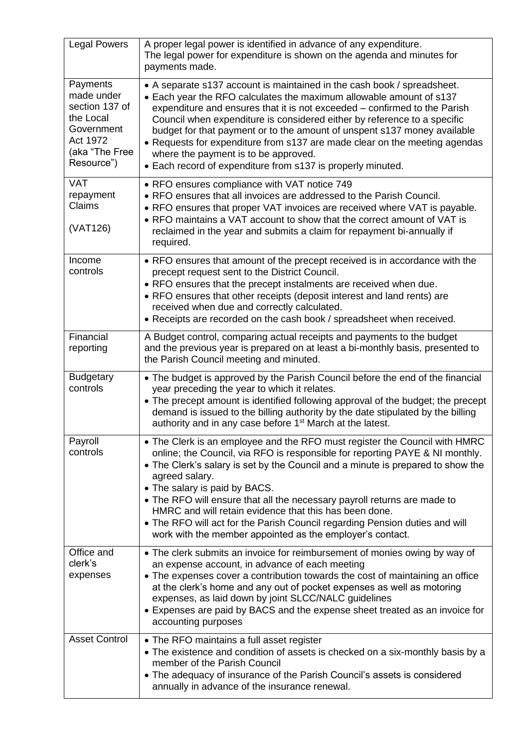| | |
|---|---|
| Legal Powers | A proper legal power is identified in advance of any expenditure.<br>The legal power for expenditure is shown on the agenda and minutes for payments made. |
| Payments made under section 137 of the Local Government Act 1972 (aka "The Free Resource") | • A separate s137 account is maintained in the cash book / spreadsheet.<br>• Each year the RFO calculates the maximum allowable amount of s137 expenditure and ensures that it is not exceeded – confirmed to the Parish Council when expenditure is considered either by reference to a specific budget for that payment or to the amount of unspent s137 money available<br>• Requests for expenditure from s137 are made clear on the meeting agendas where the payment is to be approved.<br>• Each record of expenditure from s137 is properly minuted. |
| VAT repayment Claims<br><br>(VAT126) | • RFO ensures compliance with VAT notice 749<br>• RFO ensures that all invoices are addressed to the Parish Council.<br>• RFO ensures that proper VAT invoices are received where VAT is payable.<br>• RFO maintains a VAT account to show that the correct amount of VAT is reclaimed in the year and submits a claim for repayment bi-annually if required. |
| Income controls | • RFO ensures that amount of the precept received is in accordance with the precept request sent to the District Council.<br>• RFO ensures that the precept instalments are received when due.<br>• RFO ensures that other receipts (deposit interest and land rents) are received when due and correctly calculated.<br>• Receipts are recorded on the cash book / spreadsheet when received. |
| Financial reporting | A Budget control, comparing actual receipts and payments to the budget and the previous year is prepared on at least a bi-monthly basis, presented to the Parish Council meeting and minuted. |
| Budgetary controls | • The budget is approved by the Parish Council before the end of the financial year preceding the year to which it relates.<br>• The precept amount is identified following approval of the budget; the precept demand is issued to the billing authority by the date stipulated by the billing authority and in any case before 1st March at the latest. |
| Payroll controls | • The Clerk is an employee and the RFO must register the Council with HMRC online; the Council, via RFO is responsible for reporting PAYE & NI monthly.<br>• The Clerk's salary is set by the Council and a minute is prepared to show the agreed salary.<br>• The salary is paid by BACS.<br>• The RFO will ensure that all the necessary payroll returns are made to HMRC and will retain evidence that this has been done.<br>• The RFO will act for the Parish Council regarding Pension duties and will work with the member appointed as the employer's contact. |
| Office and clerk's expenses | • The clerk submits an invoice for reimbursement of monies owing by way of an expense account, in advance of each meeting<br>• The expenses cover a contribution towards the cost of maintaining an office at the clerk's home and any out of pocket expenses as well as motoring expenses, as laid down by joint SLCC/NALC guidelines<br>• Expenses are paid by BACS and the expense sheet treated as an invoice for accounting purposes |
| Asset Control | • The RFO maintains a full asset register<br>• The existence and condition of assets is checked on a six-monthly basis by a member of the Parish Council<br>• The adequacy of insurance of the Parish Council's assets is considered annually in advance of the insurance renewal. |